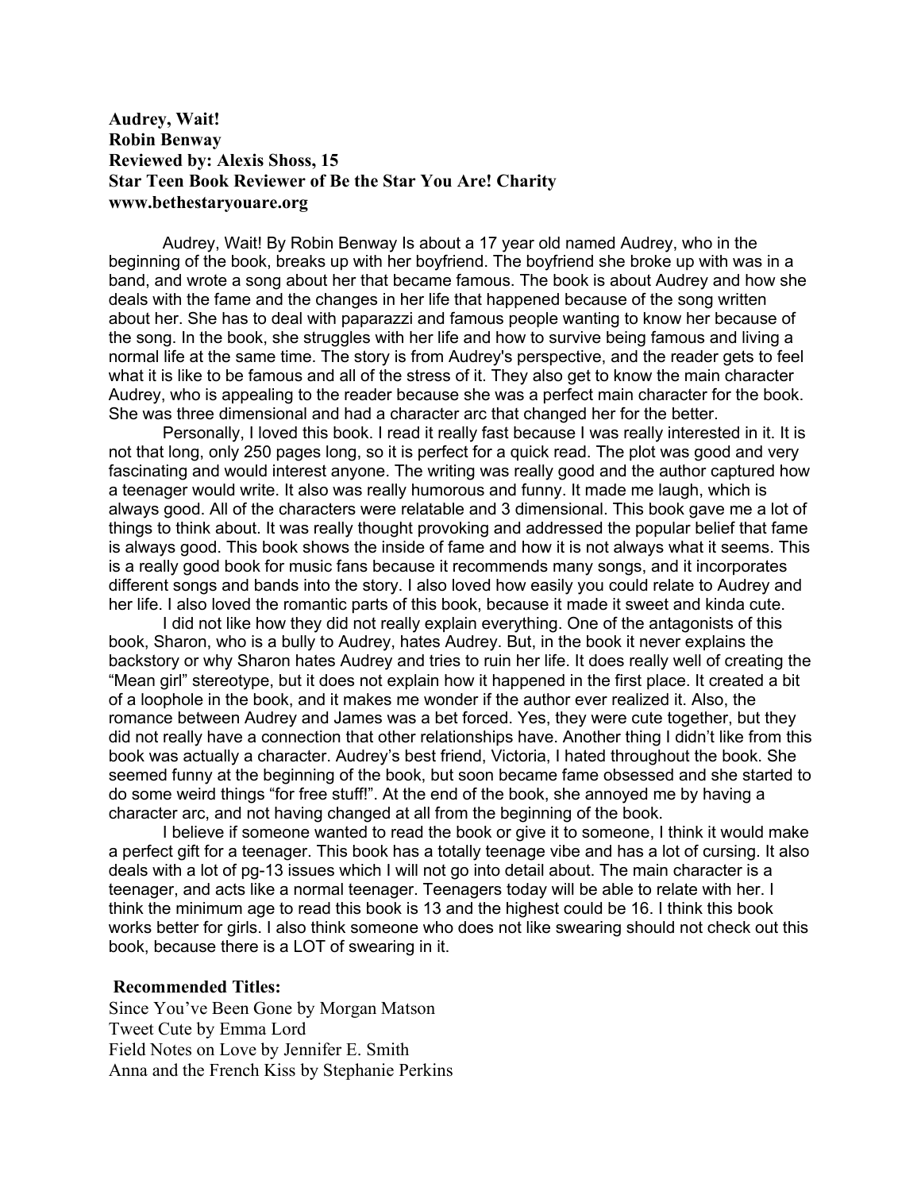**Audrey, Wait!**
**Robin Benway**
**Reviewed by: Alexis Shoss, 15**
**Star Teen Book Reviewer of Be the Star You Are! Charity**
**www.bethestaryouare.org**

Audrey, Wait! By Robin Benway Is about a 17 year old named Audrey, who in the beginning of the book, breaks up with her boyfriend. The boyfriend she broke up with was in a band, and wrote a song about her that became famous. The book is about Audrey and how she deals with the fame and the changes in her life that happened because of the song written about her. She has to deal with paparazzi and famous people wanting to know her because of the song. In the book, she struggles with her life and how to survive being famous and living a normal life at the same time. The story is from Audrey's perspective, and the reader gets to feel what it is like to be famous and all of the stress of it. They also get to know the main character Audrey, who is appealing to the reader because she was a perfect main character for the book. She was three dimensional and had a character arc that changed her for the better.

Personally, I loved this book. I read it really fast because I was really interested in it. It is not that long, only 250 pages long, so it is perfect for a quick read. The plot was good and very fascinating and would interest anyone. The writing was really good and the author captured how a teenager would write. It also was really humorous and funny. It made me laugh, which is always good. All of the characters were relatable and 3 dimensional. This book gave me a lot of things to think about. It was really thought provoking and addressed the popular belief that fame is always good. This book shows the inside of fame and how it is not always what it seems. This is a really good book for music fans because it recommends many songs, and it incorporates different songs and bands into the story. I also loved how easily you could relate to Audrey and her life. I also loved the romantic parts of this book, because it made it sweet and kinda cute.

I did not like how they did not really explain everything. One of the antagonists of this book, Sharon, who is a bully to Audrey, hates Audrey. But, in the book it never explains the backstory or why Sharon hates Audrey and tries to ruin her life. It does really well of creating the "Mean girl" stereotype, but it does not explain how it happened in the first place. It created a bit of a loophole in the book, and it makes me wonder if the author ever realized it. Also, the romance between Audrey and James was a bet forced. Yes, they were cute together, but they did not really have a connection that other relationships have. Another thing I didn't like from this book was actually a character. Audrey's best friend, Victoria, I hated throughout the book. She seemed funny at the beginning of the book, but soon became fame obsessed and she started to do some weird things "for free stuff!". At the end of the book, she annoyed me by having a character arc, and not having changed at all from the beginning of the book.

I believe if someone wanted to read the book or give it to someone, I think it would make a perfect gift for a teenager. This book has a totally teenage vibe and has a lot of cursing. It also deals with a lot of pg-13 issues which I will not go into detail about. The main character is a teenager, and acts like a normal teenager. Teenagers today will be able to relate with her. I think the minimum age to read this book is 13 and the highest could be 16. I think this book works better for girls. I also think someone who does not like swearing should not check out this book, because there is a LOT of swearing in it.

**Recommended Titles:**

Since You've Been Gone by Morgan Matson
Tweet Cute by Emma Lord
Field Notes on Love by Jennifer E. Smith
Anna and the French Kiss by Stephanie Perkins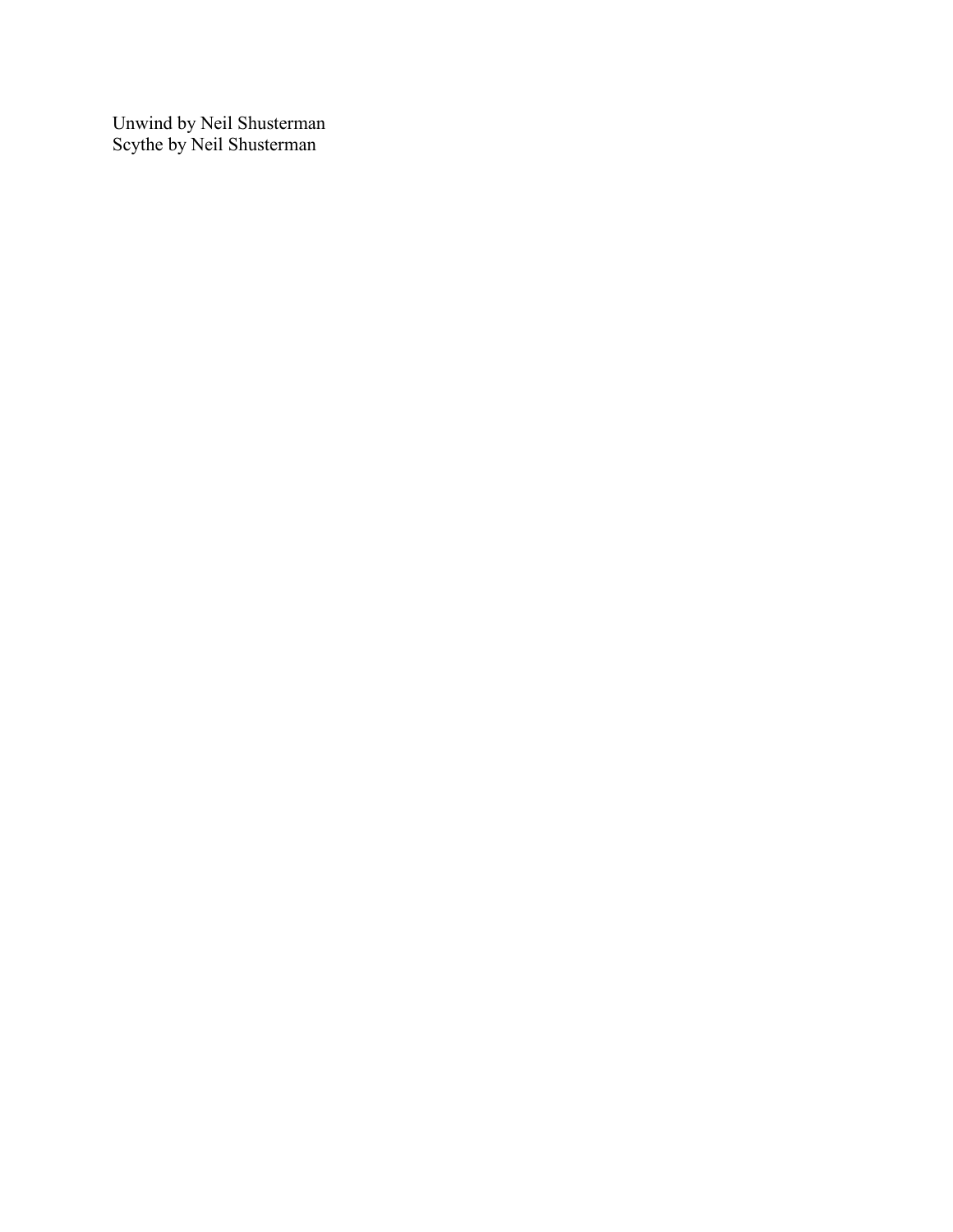Unwind by Neil Shusterman
Scythe by Neil Shusterman